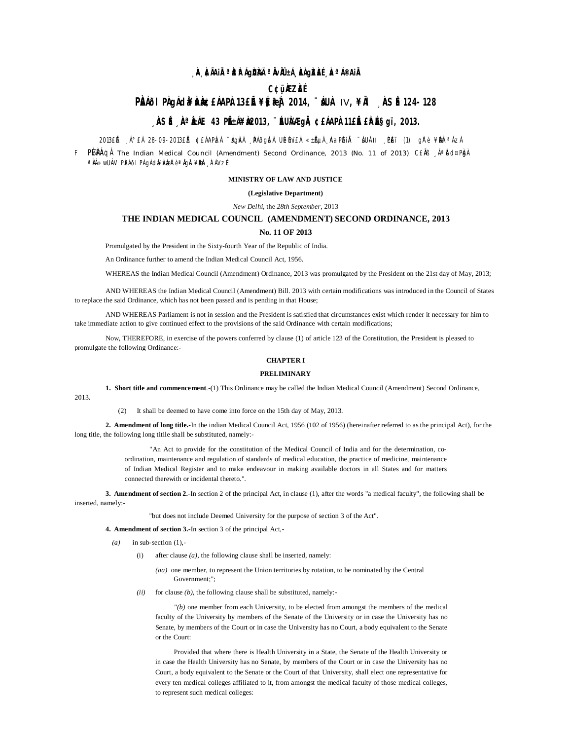¸ÀA¸À¢ÃAiÀÄ ªÀåªÀºÁgÀUÀ¼ÀÄ ªÀÄvÀÄÛ ±Á¸À£À gÀZÀ£É ¸ÀaªÁ®AiÀÄ

C¢ü¸ÀÆZÀ£É

PÀ£ÁðlPÀ gÁdå¥ÀvÀæ ¢£ÁAPÀ 13£Éà ¥sɧæªÀj 2014, ¨sÁUÀ IV, ¥ÀÄl ¸ÀASÉå 124-128

¸ÀASÉå ¸ÀAªÀå±ÁE 43 PÉñÁ¥Àæ 2013, ¨ÉAUÀ¼ÀÆgÀÄ, ¢£ÁAPÀ 11£Éà £ÀªÉA§gï, 2013.

2013£Éà ¸Á°£À 28-09-2013£Éà ¢£ÁAPÀzÀ ¨sÁgÀvÀ ¸ÀPÁðgÀzÀ UÉeÉmï£À «±ÉõÀ ¸ÀAaPÉAiÀÄ ¨sÁUÀ II ¸ÉPÀë£ï (1) gÀ°è ¥ÀæPÀn¸À¯Á¢zÀÝ

F PɼÀPÀAqÀ The Indian Medical Council (Amendment) Second Ordinance, 2013 (No. 11 of 2013) C£ÀÄß ¸ÁªÀðd¤PÀgÀ ªÀiÁ»wUÁV PÀ£ÁðlPÀ gÁdå¥ÀvÀæzÀ «±ÉõÀ ¸ÀAaPÉAiÀÄ°è ªÀÄgÀÄ ¥ÀæPÀn¸À¯ÁVzÉ

**MINISTRY OF LAW AND JUSTICE**

**(Legislative Department)**

*New Delhi*, the *28th September*, 2013

## THE INDIAN MEDICAL COUNCIL (AMENDMENT) SECOND ORDINANCE, 2013

**No. 11 OF 2013**

Promulgated by the President in the Sixty-fourth Year of the Republic of India.

An Ordinance further to amend the Indian Medical Council Act, 1956.

WHEREAS the Indian Medical Council (Amendment) Ordinance, 2013 was promulgated by the President on the 21st day of May, 2013;

AND WHEREAS the Indian Medical Council (Amendment) Bill. 2013 with certain modifications was introduced in the Council of States to replace the said Ordinance, which has not been passed and is pending in that House;

AND WHEREAS Parliament is not in session and the President is satisfied that circumstances exist which render it necessary for him to take immediate action to give continued effect to the provisions of the said Ordinance with certain modifications;

Now, THEREFORE, in exercise of the powers conferred by clause (1) of article 123 of the Constitution, the President is pleased to promulgate the following Ordinance:-

### CHAPTER I

### PRELIMINARY

**1. Short title and commencement**.-(1) This Ordinance may be called the Indian Medical Council (Amendment) Second Ordinance, 2013.

(2) It shall be deemed to have come into force on the 15th day of May, 2013.

**2. Amendment of long title.**-In the indian Medical Council Act, 1956 (102 of 1956) (hereinafter referred to as the principal Act), for the long title, the following long titile shall be substituted, namely:-

"An Act to provide for the constitution of the Medical Council of India and for the determination, co-ordination, maintenance and regulation of standards of medical education, the practice of medicine, maintenance of Indian Medical Register and to make endeavour in making available doctors in all States and for matters connected therewith or incidental thereto.".

**3. Amendment of section 2.**-In section 2 of the principal Act, in clause (1), after the words "a medical faculty", the following shall be inserted, namely:-

"but does not include Deemed University for the purpose of section 3 of the Act".

**4. Amendment of section 3.**-In section 3 of the principal Act,-

*(a)* in sub-section (1),-

(i) after clause *(a)*, the following clause shall be inserted, namely:

*(aa)* one member, to represent the Union territories by rotation, to be nominated by the Central Government;";

*(ii)* for clause *(b)*, the following clause shall be substituted, namely:-

*"(b)* one member from each University, to be elected from amongst the members of the medical faculty of the University by members of the Senate of the University or in case the University has no Senate, by members of the Court or in case the University has no Court, a body equivalent to the Senate or the Court:

Provided that where there is Health University in a State, the Senate of the Health University or in case the Health University has no Senate, by members of the Court or in case the University has no Court, a body equivalent to the Senate or the Court of that University, shall elect one representative for every ten medical colleges affiliated to it, from amongst the medical faculty of those medical colleges, to represent such medical colleges: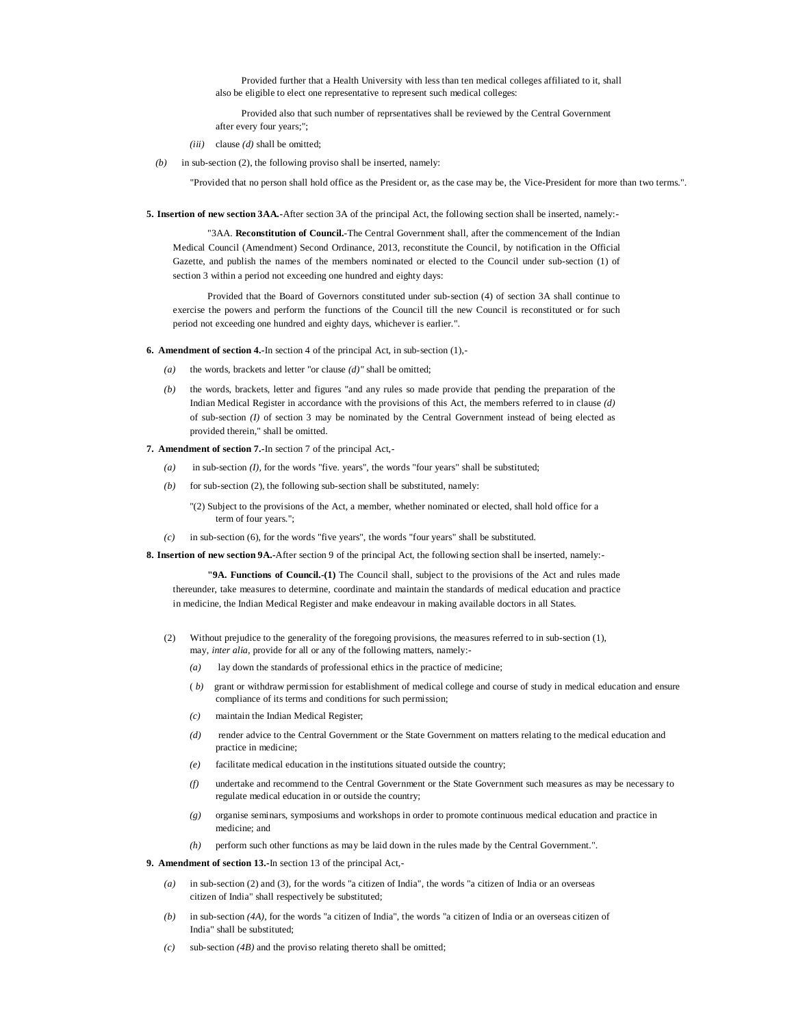Provided further that a Health University with less than ten medical colleges affiliated to it, shall also be eligible to elect one representative to represent such medical colleges:

Provided also that such number of reprsentatives shall be reviewed by the Central Government after every four years;";

*(iii)* clause *(d)* shall be omitted;

*(b)* in sub-section (2), the following proviso shall be inserted, namely:

"Provided that no person shall hold office as the President or, as the case may be, the Vice-President for more than two terms.".

**5. Insertion of new section 3AA.-**After section 3A of the principal Act, the following section shall be inserted, namely:-

"3AA. **Reconstitution of Council.-**The Central Government shall, after the commencement of the Indian Medical Council (Amendment) Second Ordinance, 2013, reconstitute the Council, by notification in the Official Gazette, and publish the names of the members nominated or elected to the Council under sub-section (1) of section 3 within a period not exceeding one hundred and eighty days:

Provided that the Board of Governors constituted under sub-section (4) of section 3A shall continue to exercise the powers and perform the functions of the Council till the new Council is reconstituted or for such period not exceeding one hundred and eighty days, whichever is earlier.".

**6. Amendment of section 4.-**In section 4 of the principal Act, in sub-section (1),-

*(a)* the words, brackets and letter "or clause *(d)"* shall be omitted;

*(b)* the words, brackets, letter and figures "and any rules so made provide that pending the preparation of the Indian Medical Register in accordance with the provisions of this Act, the members referred to in clause *(d)* of sub-section *(I)* of section 3 may be nominated by the Central Government instead of being elected as provided therein," shall be omitted.

**7. Amendment of section 7.-**In section 7 of the principal Act,-

*(a)* in sub-section *(I)*, for the words "five. years", the words "four years" shall be substituted;

*(b)* for sub-section (2), the following sub-section shall be substituted, namely:

"(2) Subject to the provisions of the Act, a member, whether nominated or elected, shall hold office for a term of four years.";

*(c)* in sub-section (6), for the words "five years", the words "four years" shall be substituted.

**8. Insertion of new section 9A.-**After section 9 of the principal Act, the following section shall be inserted, namely:-

**"9A. Functions of Council.-(1)** The Council shall, subject to the provisions of the Act and rules made thereunder, take measures to determine, coordinate and maintain the standards of medical education and practice in medicine, the Indian Medical Register and make endeavour in making available doctors in all States.

(2) Without prejudice to the generality of the foregoing provisions, the measures referred to in sub-section (1), may, *inter alia*, provide for all or any of the following matters, namely:-

*(a)* lay down the standards of professional ethics in the practice of medicine;

( *b)* grant or withdraw permission for establishment of medical college and course of study in medical education and ensure compliance of its terms and conditions for such permission;

*(c)* maintain the Indian Medical Register;

*(d)* render advice to the Central Government or the State Government on matters relating to the medical education and practice in medicine;

*(e)* facilitate medical education in the institutions situated outside the country;

*(f)* undertake and recommend to the Central Government or the State Government such measures as may be necessary to regulate medical education in or outside the country;

*(g)* organise seminars, symposiums and workshops in order to promote continuous medical education and practice in medicine; and

*(h)* perform such other functions as may be laid down in the rules made by the Central Government.".

**9. Amendment of section 13.-**In section 13 of the principal Act,-

*(a)* in sub-section (2) and (3), for the words "a citizen of India", the words "a citizen of India or an overseas citizen of India" shall respectively be substituted;

*(b)* in sub-section *(4A)*, for the words "a citizen of India", the words "a citizen of India or an overseas citizen of India" shall be substituted;

*(c)* sub-section *(4B)* and the proviso relating thereto shall be omitted;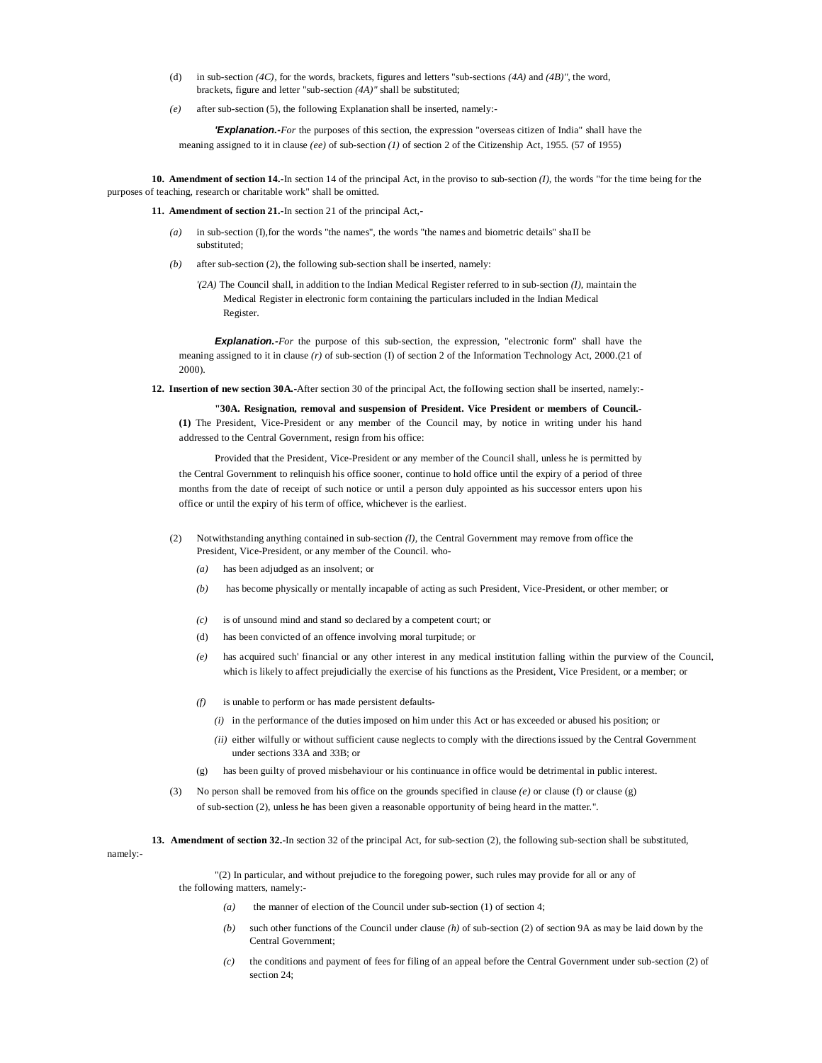(d) in sub-section *(4C)*, for the words, brackets, figures and letters "sub-sections *(4A)* and *(4B)"*, the word, brackets, figure and letter "sub-section *(4A)"* shall be substituted;

*(e)* after sub-section (5), the following Explanation shall be inserted, namely:-

***'Explanation.-****For* the purposes of this section, the expression "overseas citizen of India" shall have the meaning assigned to it in clause *(ee)* of sub-section *(1)* of section 2 of the Citizenship Act, 1955. (57 of 1955)

**10. Amendment of section 14.-**In section 14 of the principal Act, in the proviso to sub-section *(I)*, the words "for the time being for the purposes of teaching, research or charitable work" shall be omitted.

**11. Amendment of section 21.-**In section 21 of the principal Act,-

*(a)* in sub-section (I),for the words "the names", the words "the names and biometric details" shaII be substituted;

*(b)* after sub-section (2), the following sub-section shall be inserted, namely:

*'(2A)* The Council shall, in addition to the Indian Medical Register referred to in sub-section *(I)*, maintain the Medical Register in electronic form containing the particulars included in the Indian Medical Register.

***Explanation.-****For* the purpose of this sub-section, the expression, "electronic form" shall have the meaning assigned to it in clause *(r)* of sub-section (I) of section 2 of the Information Technology Act, 2000.(21 of 2000).

**12. Insertion of new section 30A.-**After section 30 of the principal Act, the foIIowing section shall be inserted, namely:-

**"30A. Resignation, removal and suspension of President. Vice President or members of Council.- (1)** The President, Vice-President or any member of the Council may, by notice in writing under his hand addressed to the Central Government, resign from his office:

Provided that the President, Vice-President or any member of the Council shall, unless he is permitted by the Central Government to relinquish his office sooner, continue to hold office until the expiry of a period of three months from the date of receipt of such notice or until a person duly appointed as his successor enters upon his office or until the expiry of his term of office, whichever is the earliest.

(2) Notwithstanding anything contained in sub-section *(I)*, the Central Government may remove from office the President, Vice-President, or any member of the Council. who-

*(a)* has been adjudged as an insolvent; or

*(b)* has become physically or mentally incapable of acting as such President, Vice-President, or other member; or

*(c)* is of unsound mind and stand so declared by a competent court; or

(d) has been convicted of an offence involving moral turpitude; or

*(e)* has acquired such' financial or any other interest in any medical institution falling within the purview of the Council, which is likely to affect prejudicially the exercise of his functions as the President, Vice President, or a member; or

*(f)* is unable to perform or has made persistent defaults-

*(i)* in the performance of the duties imposed on him under this Act or has exceeded or abused his position; or

*(ii)* either wilfully or without sufficient cause neglects to comply with the directions issued by the Central Government under sections 33A and 33B; or

(g) has been guilty of proved misbehaviour or his continuance in office would be detrimental in public interest.

(3) No person shall be removed from his office on the grounds specified in clause *(e)* or clause (f) or clause (g) of sub-section (2), unless he has been given a reasonable opportunity of being heard in the matter.".

**13. Amendment of section 32.-**In section 32 of the principal Act, for sub-section (2), the following sub-section shall be substituted, namely:-

"(2) In particular, and without prejudice to the foregoing power, such rules may provide for all or any of the following matters, namely:-

*(a)* the manner of election of the Council under sub-section (1) of section 4;

*(b)* such other functions of the Council under clause *(h)* of sub-section (2) of section 9A as may be laid down by the Central Government;

*(c)* the conditions and payment of fees for filing of an appeal before the Central Government under sub-section (2) of section 24;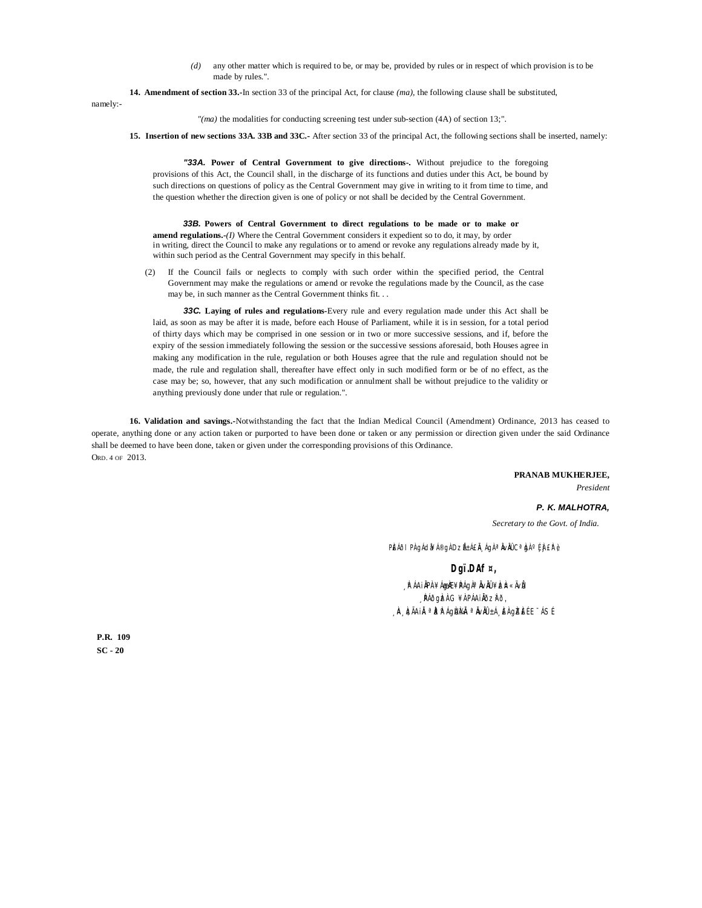(d) any other matter which is required to be, or may be, provided by rules or in respect of which provision is to be made by rules.".

**14. Amendment of section 33.-**In section 33 of the principal Act, for clause *(ma)*, the following clause shall be substituted, namely:-

"*(ma)* the modalities for conducting screening test under sub-section (4A) of section 13;".

**15. Insertion of new sections 33A. 33B and 33C.-** After section 33 of the principal Act, the following sections shall be inserted, namely:

***"33A.* Power of Central Government to give directions-.** Without prejudice to the foregoing provisions of this Act, the Council shall, in the discharge of its functions and duties under this Act, be bound by such directions on questions of policy as the Central Government may give in writing to it from time to time, and the question whether the direction given is one of policy or not shall be decided by the Central Government.

***33B.* Powers of Central Government to direct regulations to be made or to make or amend regulations.-***(I)* Where the Central Government considers it expedient so to do, it may, by order in writing, direct the Council to make any regulations or to amend or revoke any regulations already made by it, within such period as the Central Government may specify in this behalf.

(2) If the Council fails or neglects to comply with such order within the specified period, the Central Government may make the regulations or amend or revoke the regulations made by the Council, as the case may be, in such manner as the Central Government thinks fit. . .

***33C.* Laying of rules and regulations-**Every rule and every regulation made under this Act shall be laid, as soon as may be after it is made, before each House of Parliament, while it is in session, for a total period of thirty days which may be comprised in one session or in two or more successive sessions, and if, before the expiry of the session immediately following the session or the successive sessions aforesaid, both Houses agree in making any modification in the rule, regulation or both Houses agree that the rule and regulation should not be made, the rule and regulation shall, thereafter have effect only in such modified form or be of no effect, as the case may be; so, however, that any such modification or annulment shall be without prejudice to the validity or anything previously done under that rule or regulation.".

**16. Validation and savings.-**Notwithstanding the fact that the Indian Medical Council (Amendment) Ordinance, 2013 has ceased to operate, anything done or any action taken or purported to have been done or taken or any permission or direction given under the said Ordinance shall be deemed to have been done, taken or given under the corresponding provisions of this Ordinance.
ORD. 4 OF 2013.

**PRANAB MUKHERJEE,**
*President*

***P. K. MALHOTRA,***
*Secretary to the Govt. of India.*

PÀ£ÁðlPÀ gÁdå¥Á®gÀ DzÉñÁ£ÀÄ¸ÁgÀ ªÀÄvÀÄÛ CªÀgÀ ºÉ¸Àj£À°è

**Dgï.DAf¤,**

¸ÀPÁðgÀzÀ ¥ÀæzsÁ£À PÁAiÀÄðzÀ²ð

¸ÀA¸À¢ÃAiÀÄ ªÀåªÀºÁgÀUÀ¼ÀÄ ªÀÄvÀÄÛ ±Á¸À£À gÀZÀ£É E¯ÁSÉ

**P.R. 109**
**SC - 20**